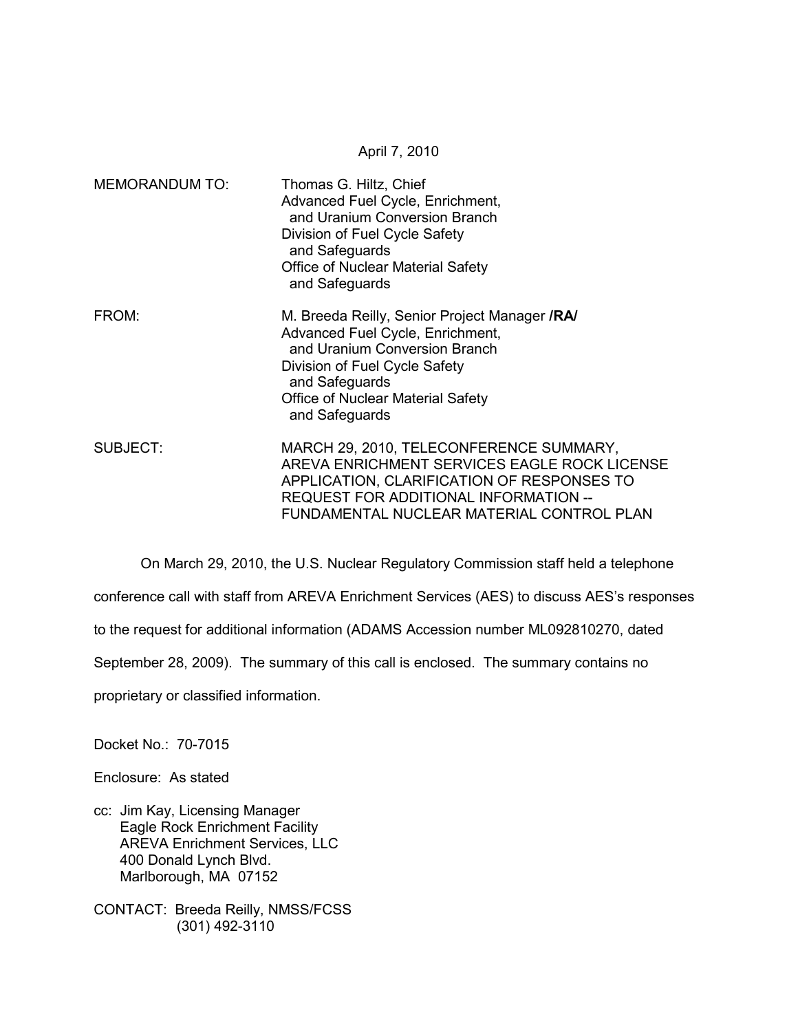April 7, 2010

MEMORANDUM TO: Thomas G. Hiltz, Chief
Advanced Fuel Cycle, Enrichment,
and Uranium Conversion Branch
Division of Fuel Cycle Safety
and Safeguards
Office of Nuclear Material Safety
and Safeguards

FROM: M. Breeda Reilly, Senior Project Manager **/RA/**
Advanced Fuel Cycle, Enrichment,
and Uranium Conversion Branch
Division of Fuel Cycle Safety
and Safeguards
Office of Nuclear Material Safety
and Safeguards

SUBJECT: MARCH 29, 2010, TELECONFERENCE SUMMARY, AREVA ENRICHMENT SERVICES EAGLE ROCK LICENSE APPLICATION, CLARIFICATION OF RESPONSES TO REQUEST FOR ADDITIONAL INFORMATION -- FUNDAMENTAL NUCLEAR MATERIAL CONTROL PLAN

On March 29, 2010, the U.S. Nuclear Regulatory Commission staff held a telephone conference call with staff from AREVA Enrichment Services (AES) to discuss AES's responses to the request for additional information (ADAMS Accession number ML092810270, dated September 28, 2009). The summary of this call is enclosed. The summary contains no proprietary or classified information.

Docket No.: 70-7015

Enclosure: As stated

cc: Jim Kay, Licensing Manager
Eagle Rock Enrichment Facility
AREVA Enrichment Services, LLC
400 Donald Lynch Blvd.
Marlborough, MA 07152

CONTACT: Breeda Reilly, NMSS/FCSS
(301) 492-3110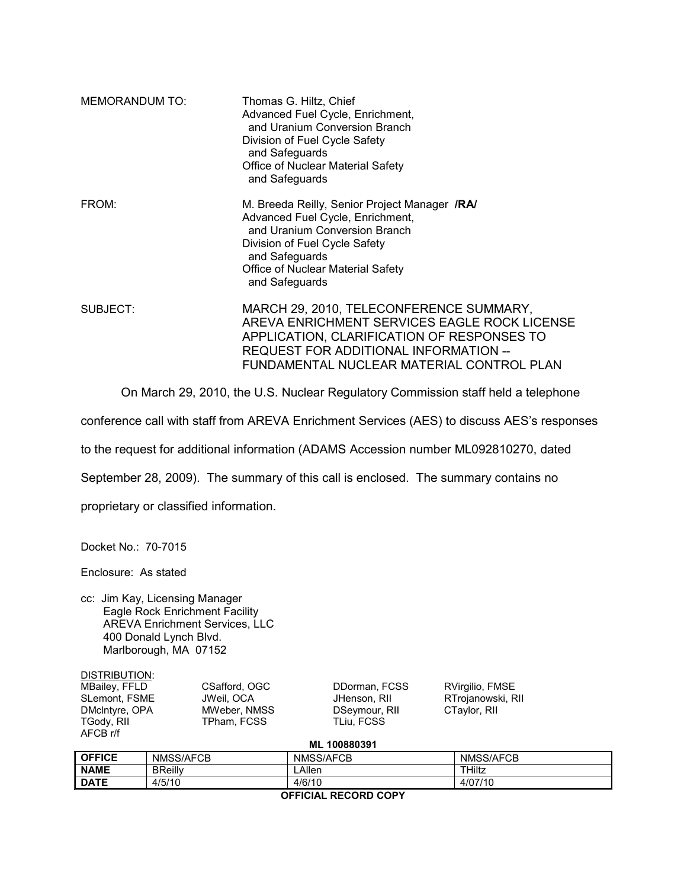MEMORANDUM TO: Thomas G. Hiltz, Chief
Advanced Fuel Cycle, Enrichment,
and Uranium Conversion Branch
Division of Fuel Cycle Safety
and Safeguards
Office of Nuclear Material Safety
and Safeguards

FROM: M. Breeda Reilly, Senior Project Manager **/RA/**
Advanced Fuel Cycle, Enrichment,
and Uranium Conversion Branch
Division of Fuel Cycle Safety
and Safeguards
Office of Nuclear Material Safety
and Safeguards

SUBJECT: MARCH 29, 2010, TELECONFERENCE SUMMARY, AREVA ENRICHMENT SERVICES EAGLE ROCK LICENSE APPLICATION, CLARIFICATION OF RESPONSES TO REQUEST FOR ADDITIONAL INFORMATION -- FUNDAMENTAL NUCLEAR MATERIAL CONTROL PLAN

On March 29, 2010, the U.S. Nuclear Regulatory Commission staff held a telephone conference call with staff from AREVA Enrichment Services (AES) to discuss AES's responses to the request for additional information (ADAMS Accession number ML092810270, dated September 28, 2009). The summary of this call is enclosed. The summary contains no proprietary or classified information.

Docket No.: 70-7015

Enclosure: As stated

cc: Jim Kay, Licensing Manager
Eagle Rock Enrichment Facility
AREVA Enrichment Services, LLC
400 Donald Lynch Blvd.
Marlborough, MA 07152

DISTRIBUTION:

MBailey, FFLD
SLemont, FSME
DMcIntyre, OPA
TGody, RII
AFCB r/f
CSafford, OGC
JWeil, OCA
MWeber, NMSS
TPham, FCSS
DDorman, FCSS
JHenson, RII
DSeymour, RII
TLiu, FCSS
RVirgilio, FMSE
RTrojanowski, RII
CTaylor, RII

**ML 100880391**

| **OFFICE** | NMSS/AFCB | NMSS/AFCB | NMSS/AFCB |
|---|---|---|---|
| **NAME** | BReilly | LAllen | THiltz |
| **DATE** | 4/5/10 | 4/6/10 | 4/07/10 |

**OFFICIAL RECORD COPY**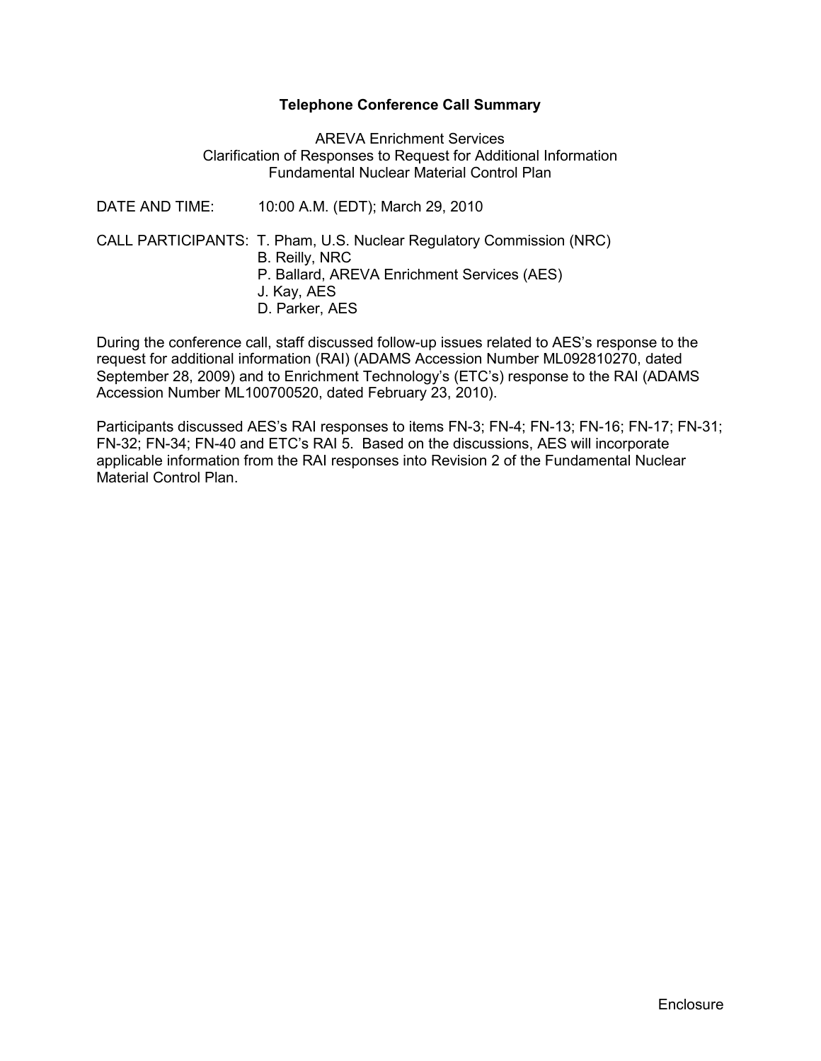**Telephone Conference Call Summary**

AREVA Enrichment Services
Clarification of Responses to Request for Additional Information
Fundamental Nuclear Material Control Plan

DATE AND TIME: 10:00 A.M. (EDT); March 29, 2010

CALL PARTICIPANTS: T. Pham, U.S. Nuclear Regulatory Commission (NRC)
B. Reilly, NRC
P. Ballard, AREVA Enrichment Services (AES)
J. Kay, AES
D. Parker, AES

During the conference call, staff discussed follow-up issues related to AES's response to the request for additional information (RAI) (ADAMS Accession Number ML092810270, dated September 28, 2009) and to Enrichment Technology's (ETC's) response to the RAI (ADAMS Accession Number ML100700520, dated February 23, 2010).

Participants discussed AES's RAI responses to items FN-3; FN-4; FN-13; FN-16; FN-17; FN-31; FN-32; FN-34; FN-40 and ETC's RAI 5. Based on the discussions, AES will incorporate applicable information from the RAI responses into Revision 2 of the Fundamental Nuclear Material Control Plan.

Enclosure